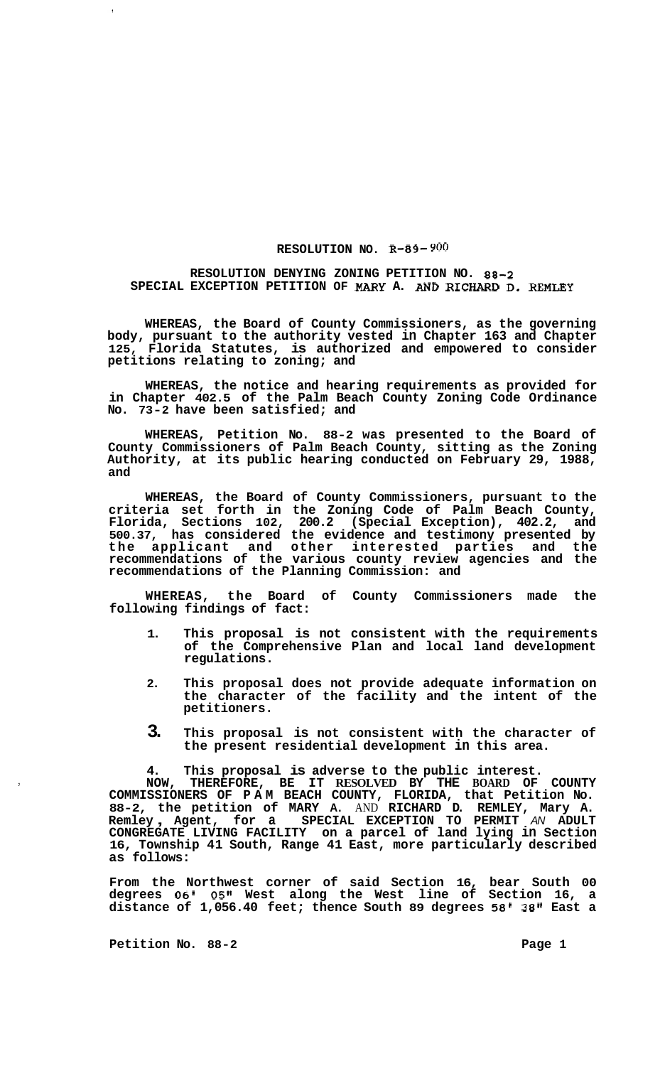**RESOLUTION NO. R-89-900**

**RESOLUTION DENYING ZONING PETITION NO. 88-2**
**SPECIAL EXCEPTION PETITION OF MARY A. AND RICHARD D. REMLEY**

**WHEREAS, the Board of County Commissioners, as the governing body, pursuant to the authority vested in Chapter 163 and Chapter 125, Florida Statutes, is authorized and empowered to consider petitions relating to zoning; and**

**WHEREAS, the notice and hearing requirements as provided for in Chapter 402.5 of the Palm Beach County Zoning Code Ordinance No. 73-2 have been satisfied; and**

**WHEREAS, Petition No. 88-2 was presented to the Board of County Commissioners of Palm Beach County, sitting as the Zoning Authority, at its public hearing conducted on February 29, 1988, and**

**WHEREAS, the Board of County Commissioners, pursuant to the criteria set forth in the Zoning Code of Palm Beach County, Florida, Sections 102, 200.2 (Special Exception), 402.2, and 500.37, has considered the evidence and testimony presented by the applicant and other interested parties and the recommendations of the various county review agencies and the recommendations of the Planning Commission: and**

**WHEREAS, the Board of County Commissioners made the following findings of fact:**

1. **This proposal is not consistent with the requirements of the Comprehensive Plan and local land development regulations.**
2. **This proposal does not provide adequate information on the character of the facility and the intent of the petitioners.**
3. **This proposal is not consistent with the character of the present residential development in this area.**
4. **This proposal is adverse to the public interest.**

**NOW, THEREFORE, BE IT RESOLVED BY THE BOARD OF COUNTY COMMISSIONERS OF PALM BEACH COUNTY, FLORIDA, that Petition No. 88-2, the petition of MARY A. AND RICHARD D. REMLEY, Mary A. Remley, Agent, for a SPECIAL EXCEPTION TO PERMIT AN ADULT CONGREGATE LIVING FACILITY on a parcel of land lying in Section 16, Township 41 South, Range 41 East, more particularly described as follows:**

**From the Northwest corner of said Section 16, bear South 00 degrees 06' 05" West along the West line of Section 16, a distance of 1,056.40 feet; thence South 89 degrees 58' 38" East a**

**Petition No. 88-2**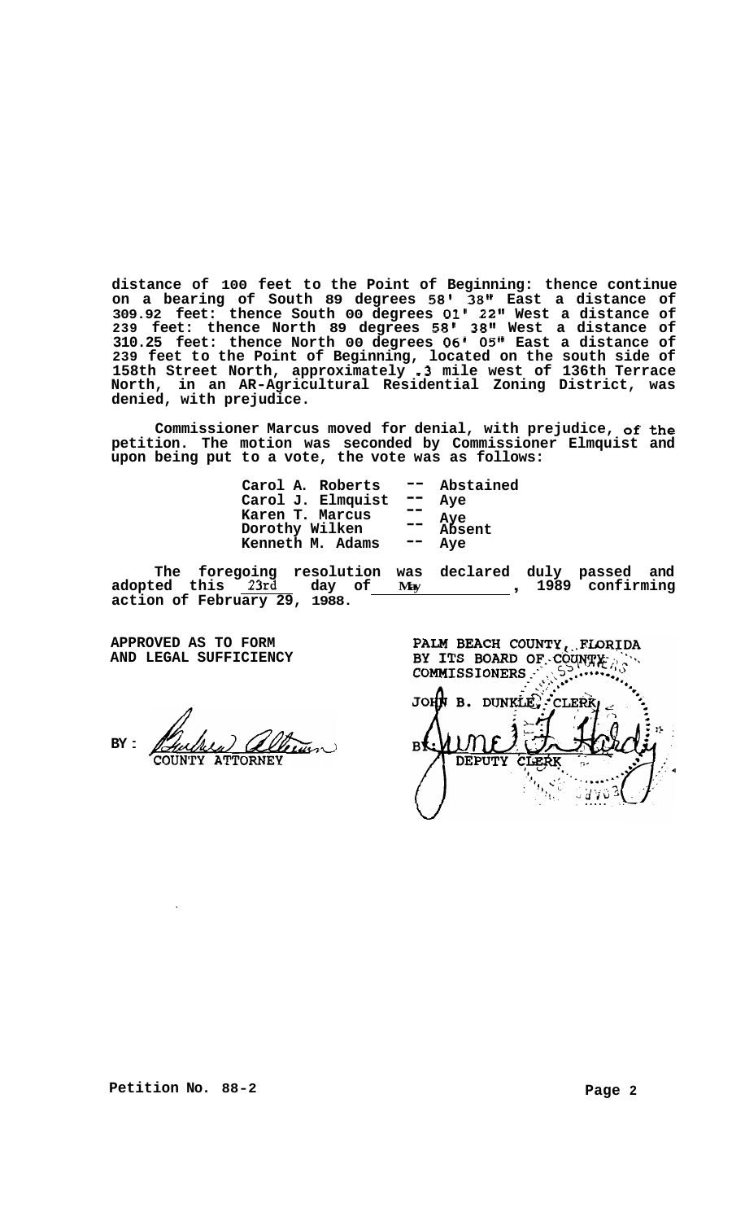distance of 100 feet to the Point of Beginning: thence continue on a bearing of South 89 degrees 58' 38" East a distance of 309.92 feet: thence South 00 degrees 01' 22" West a distance of 239 feet: thence North 89 degrees 58' 38" West a distance of 310.25 feet: thence North 00 degrees 06' 05" East a distance of 239 feet to the Point of Beginning, located on the south side of 158th Street North, approximately .3 mile west of 136th Terrace North, in an AR-Agricultural Residential Zoning District, was denied, with prejudice.

Commissioner Marcus moved for denial, with prejudice, of the petition. The motion was seconded by Commissioner Elmquist and upon being put to a vote, the vote was as follows:

| | | |
|---|---|---|
| Carol A. Roberts | -- | Abstained |
| Carol J. Elmquist | -- | Aye |
| Karen T. Marcus | -- | Aye |
| Dorothy Wilken | -- | Absent |
| Kenneth M. Adams | -- | Aye |

The foregoing resolution was declared duly passed and adopted this 23rd day of May, 1989 confirming action of February 29, 1988.

APPROVED AS TO FORM AND LEGAL SUFFICIENCY

BY: COUNTY ATTORNEY

PALM BEACH COUNTY, FLORIDA
BY ITS BOARD OF COUNTY COMMISSIONERS

JOHN B. DUNKLE, CLERK

BY: DEPUTY CLERK

Petition No. 88-2